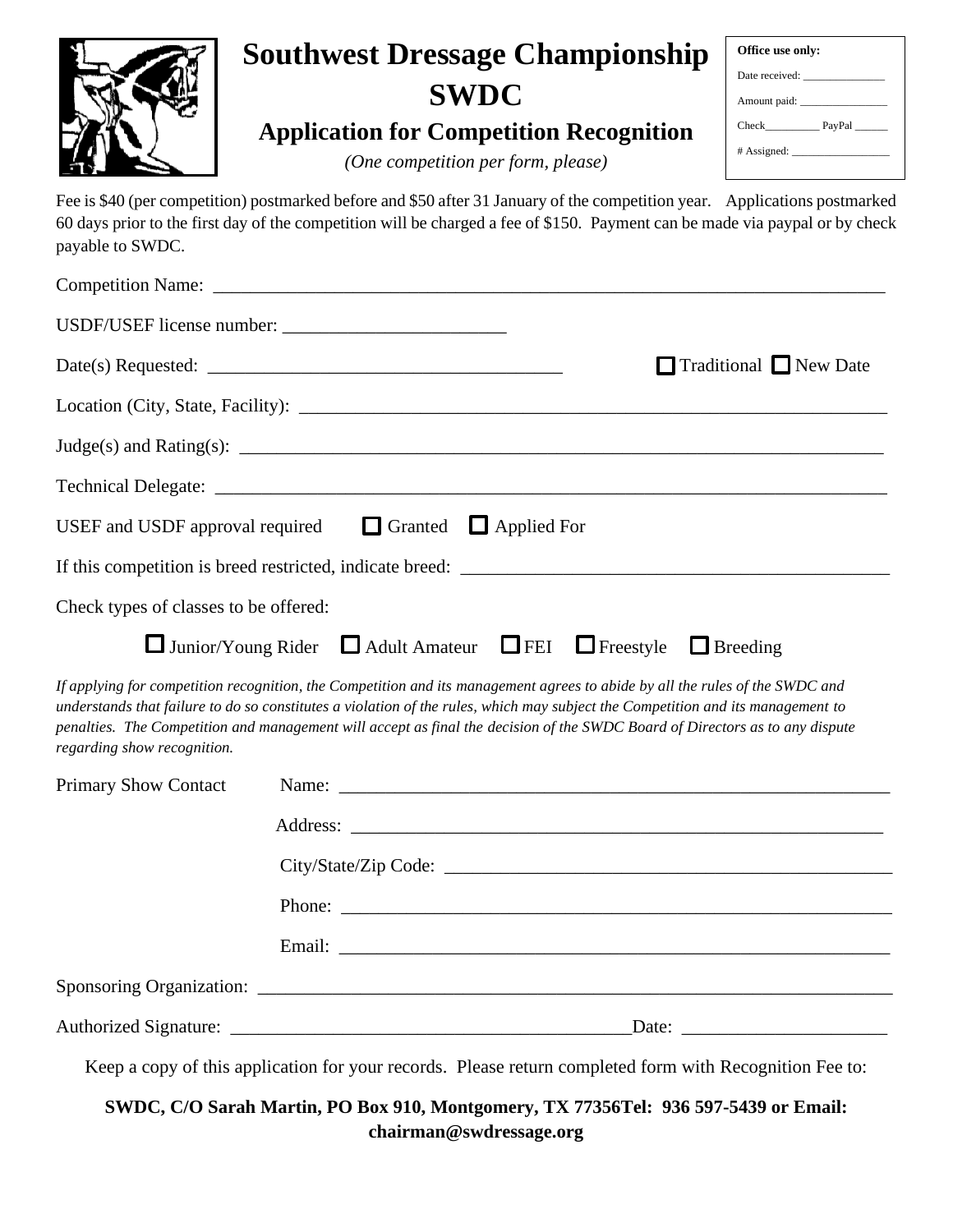# Southwest Dressage Championship

# SWDC

## Application for Competition Recognition

*(One competition per form, please)*

**Office use only:**

Date received: _______________

Amount paid: ________________

Check__________ PayPal ______

# Assigned: _________________

Fee is $40 (per competition) postmarked before and $50 after 31 January of the competition year. Applications postmarked 60 days prior to the first day of the competition will be charged a fee of $150. Payment can be made via paypal or by check payable to SWDC.

Competition Name: ___________________________________________________________________________

USDF/USEF license number: _________________________

Date(s) Requested: _______________________________________ ☐ Traditional ☐ New Date

Location (City, State, Facility): ________________________________________________________________

Judge(s) and Rating(s): _______________________________________________________________________

Technical Delegate: _________________________________________________________________________

USEF and USDF approval required ☐ Granted ☐ Applied For

If this competition is breed restricted, indicate breed: ________________________________________________

Check types of classes to be offered:

☐ Junior/Young Rider ☐ Adult Amateur ☐ FEI ☐ Freestyle ☐ Breeding

*If applying for competition recognition, the Competition and its management agrees to abide by all the rules of the SWDC and understands that failure to do so constitutes a violation of the rules, which may subject the Competition and its management to penalties. The Competition and management will accept as final the decision of the SWDC Board of Directors as to any dispute regarding show recognition.*

Primary Show Contact

Name: ______________________________________________________________

Address: ____________________________________________________________

City/State/Zip Code: ________________________________________________

Phone: ______________________________________________________________

Email: ______________________________________________________________

Sponsoring Organization: _______________________________________________________________________

Authorized Signature: _____________________________________________Date: ______________________

Keep a copy of this application for your records. Please return completed form with Recognition Fee to:

**SWDC, C/O Sarah Martin, PO Box 910, Montgomery, TX 77356Tel: 936 597-5439 or Email: chairman@swdressage.org**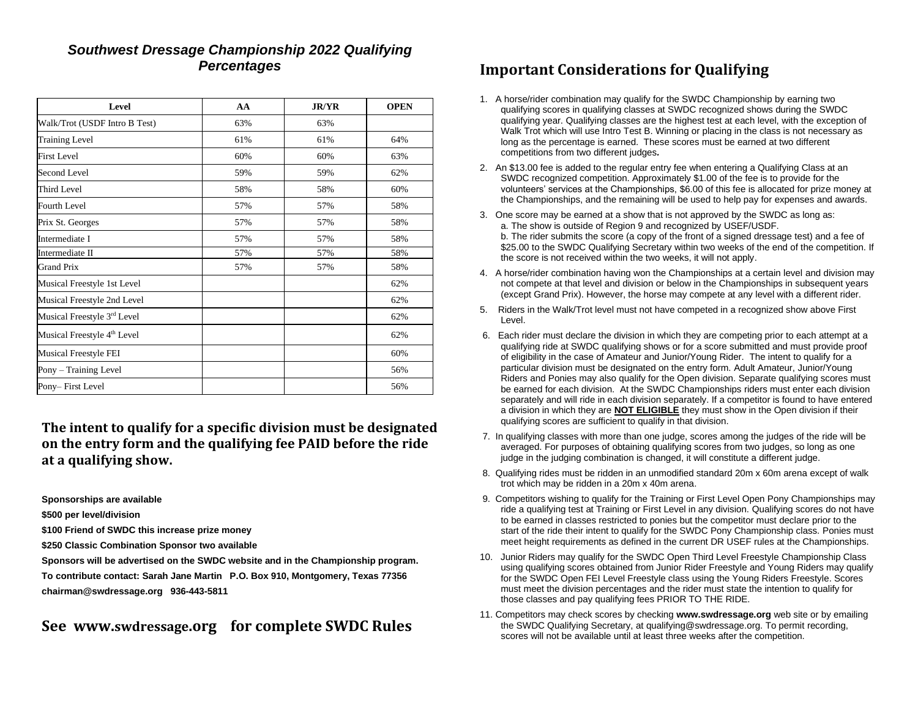## *Southwest Dressage Championship 2022 Qualifying Percentages*

| Level | AA | JR/YR | OPEN |
|---|---|---|---|
| Walk/Trot (USDF Intro B Test) | 63% | 63% | |
| Training Level | 61% | 61% | 64% |
| First Level | 60% | 60% | 63% |
| Second Level | 59% | 59% | 62% |
| Third Level | 58% | 58% | 60% |
| Fourth Level | 57% | 57% | 58% |
| Prix St. Georges | 57% | 57% | 58% |
| Intermediate I | 57% | 57% | 58% |
| Intermediate II | 57% | 57% | 58% |
| Grand Prix | 57% | 57% | 58% |
| Musical Freestyle 1st Level | | | 62% |
| Musical Freestyle 2nd Level | | | 62% |
| Musical Freestyle 3rd Level | | | 62% |
| Musical Freestyle 4th Level | | | 62% |
| Musical Freestyle FEI | | | 60% |
| Pony – Training Level | | | 56% |
| Pony– First Level | | | 56% |

**The intent to qualify for a specific division must be designated on the entry form and the qualifying fee PAID before the ride at a qualifying show.**

**Sponsorships are available**

**$500 per level/division**

**$100 Friend of SWDC this increase prize money**

**$250 Classic Combination Sponsor two available**

**Sponsors will be advertised on the SWDC website and in the Championship program.**

**To contribute contact: Sarah Jane Martin P.O. Box 910, Montgomery, Texas 77356**

**chairman@swdressage.org 936-443-5811**

## See www.swdressage.org for complete SWDC Rules

## Important Considerations for Qualifying

1. A horse/rider combination may qualify for the SWDC Championship by earning two qualifying scores in qualifying classes at SWDC recognized shows during the SWDC qualifying year. Qualifying classes are the highest test at each level, with the exception of Walk Trot which will use Intro Test B. Winning or placing in the class is not necessary as long as the percentage is earned. These scores must be earned at two different competitions from two different judges**.**
2. An $13.00 fee is added to the regular entry fee when entering a Qualifying Class at an SWDC recognized competition. Approximately $1.00 of the fee is to provide for the volunteers' services at the Championships, $6.00 of this fee is allocated for prize money at the Championships, and the remaining will be used to help pay for expenses and awards.
3. One score may be earned at a show that is not approved by the SWDC as long as:
   a. The show is outside of Region 9 and recognized by USEF/USDF.
   b. The rider submits the score (a copy of the front of a signed dressage test) and a fee of $25.00 to the SWDC Qualifying Secretary within two weeks of the end of the competition. If the score is not received within the two weeks, it will not apply.
4. A horse/rider combination having won the Championships at a certain level and division may not compete at that level and division or below in the Championships in subsequent years (except Grand Prix). However, the horse may compete at any level with a different rider.
5. Riders in the Walk/Trot level must not have competed in a recognized show above First Level.
6. Each rider must declare the division in which they are competing prior to each attempt at a qualifying ride at SWDC qualifying shows or for a score submitted and must provide proof of eligibility in the case of Amateur and Junior/Young Rider. The intent to qualify for a particular division must be designated on the entry form. Adult Amateur, Junior/Young Riders and Ponies may also qualify for the Open division. Separate qualifying scores must be earned for each division. At the SWDC Championships riders must enter each division separately and will ride in each division separately. If a competitor is found to have entered a division in which they are **NOT ELIGIBLE** they must show in the Open division if their qualifying scores are sufficient to qualify in that division.
7. In qualifying classes with more than one judge, scores among the judges of the ride will be averaged. For purposes of obtaining qualifying scores from two judges, so long as one judge in the judging combination is changed, it will constitute a different judge.
8. Qualifying rides must be ridden in an unmodified standard 20m x 60m arena except of walk trot which may be ridden in a 20m x 40m arena.
9. Competitors wishing to qualify for the Training or First Level Open Pony Championships may ride a qualifying test at Training or First Level in any division. Qualifying scores do not have to be earned in classes restricted to ponies but the competitor must declare prior to the start of the ride their intent to qualify for the SWDC Pony Championship class. Ponies must meet height requirements as defined in the current DR USEF rules at the Championships.
10. Junior Riders may qualify for the SWDC Open Third Level Freestyle Championship Class using qualifying scores obtained from Junior Rider Freestyle and Young Riders may qualify for the SWDC Open FEI Level Freestyle class using the Young Riders Freestyle. Scores must meet the division percentages and the rider must state the intention to qualify for those classes and pay qualifying fees PRIOR TO THE RIDE.
11. Competitors may check scores by checking **www.swdressage.org** web site or by emailing the SWDC Qualifying Secretary, at qualifying@swdressage.org. To permit recording, scores will not be available until at least three weeks after the competition.